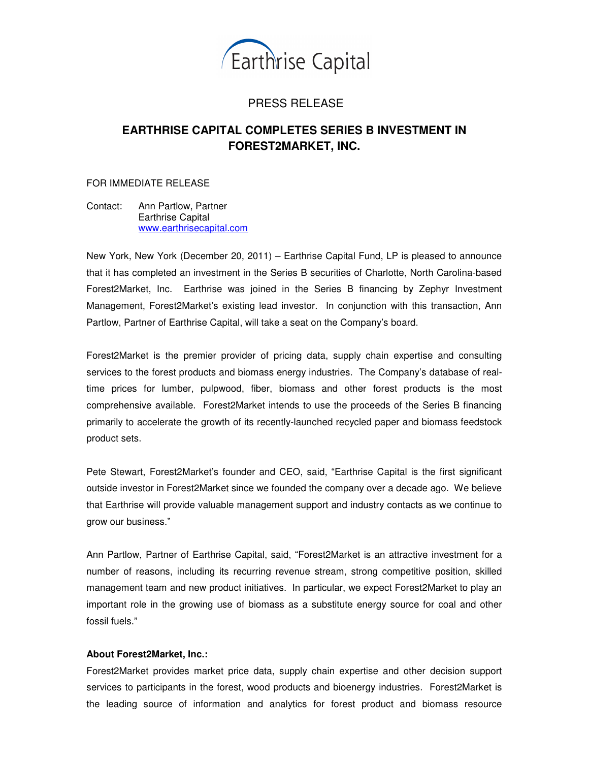Earthrise Capital

PRESS RELEASE

# EARTHRISE CAPITAL COMPLETES SERIES B INVESTMENT IN FOREST2MARKET, INC.

FOR IMMEDIATE RELEASE

Contact: Ann Partlow, Partner
Earthrise Capital
www.earthrisecapital.com

New York, New York (December 20, 2011) – Earthrise Capital Fund, LP is pleased to announce that it has completed an investment in the Series B securities of Charlotte, North Carolina-based Forest2Market, Inc. Earthrise was joined in the Series B financing by Zephyr Investment Management, Forest2Market's existing lead investor. In conjunction with this transaction, Ann Partlow, Partner of Earthrise Capital, will take a seat on the Company's board.

Forest2Market is the premier provider of pricing data, supply chain expertise and consulting services to the forest products and biomass energy industries. The Company's database of real-time prices for lumber, pulpwood, fiber, biomass and other forest products is the most comprehensive available. Forest2Market intends to use the proceeds of the Series B financing primarily to accelerate the growth of its recently-launched recycled paper and biomass feedstock product sets.

Pete Stewart, Forest2Market's founder and CEO, said, "Earthrise Capital is the first significant outside investor in Forest2Market since we founded the company over a decade ago. We believe that Earthrise will provide valuable management support and industry contacts as we continue to grow our business."

Ann Partlow, Partner of Earthrise Capital, said, "Forest2Market is an attractive investment for a number of reasons, including its recurring revenue stream, strong competitive position, skilled management team and new product initiatives. In particular, we expect Forest2Market to play an important role in the growing use of biomass as a substitute energy source for coal and other fossil fuels."

**About Forest2Market, Inc.:**

Forest2Market provides market price data, supply chain expertise and other decision support services to participants in the forest, wood products and bioenergy industries. Forest2Market is the leading source of information and analytics for forest product and biomass resource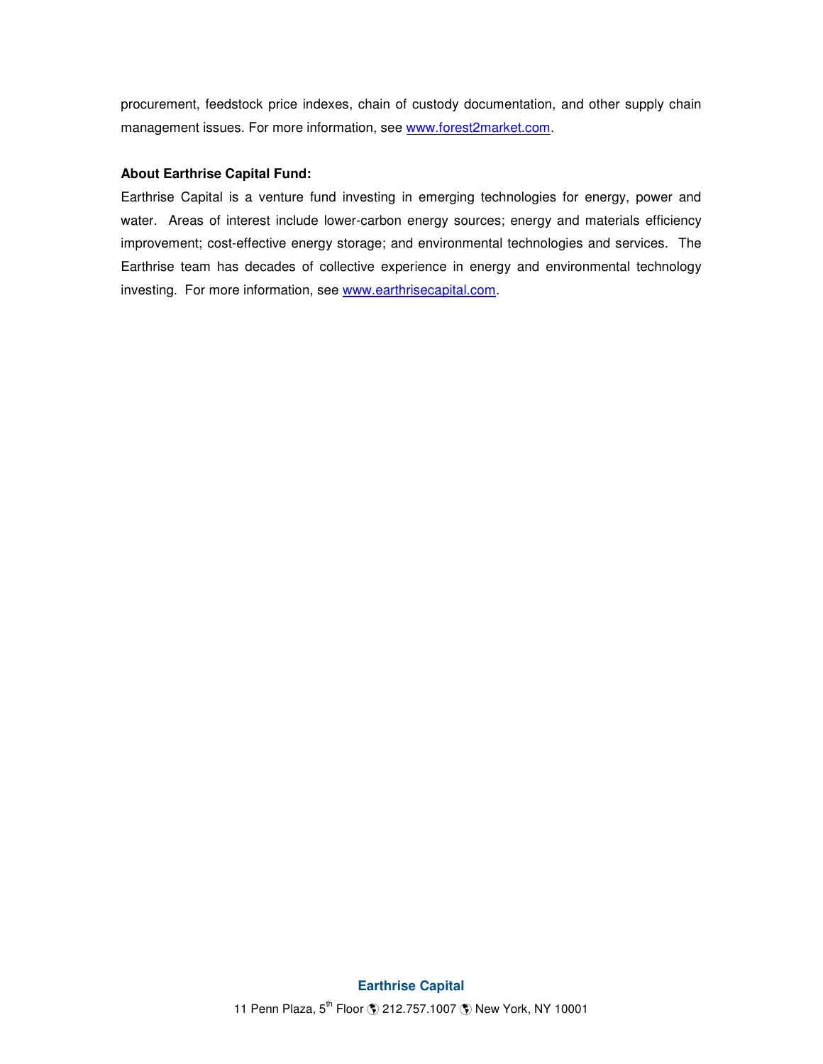procurement, feedstock price indexes, chain of custody documentation, and other supply chain management issues. For more information, see [www.forest2market.com](http://www.forest2market.com).

**About Earthrise Capital Fund:**

Earthrise Capital is a venture fund investing in emerging technologies for energy, power and water. Areas of interest include lower-carbon energy sources; energy and materials efficiency improvement; cost-effective energy storage; and environmental technologies and services. The Earthrise team has decades of collective experience in energy and environmental technology investing. For more information, see [www.earthrisecapital.com](http://www.earthrisecapital.com).

**Earthrise Capital**

11 Penn Plaza, 5th Floor · 212.757.1007 · New York, NY 10001